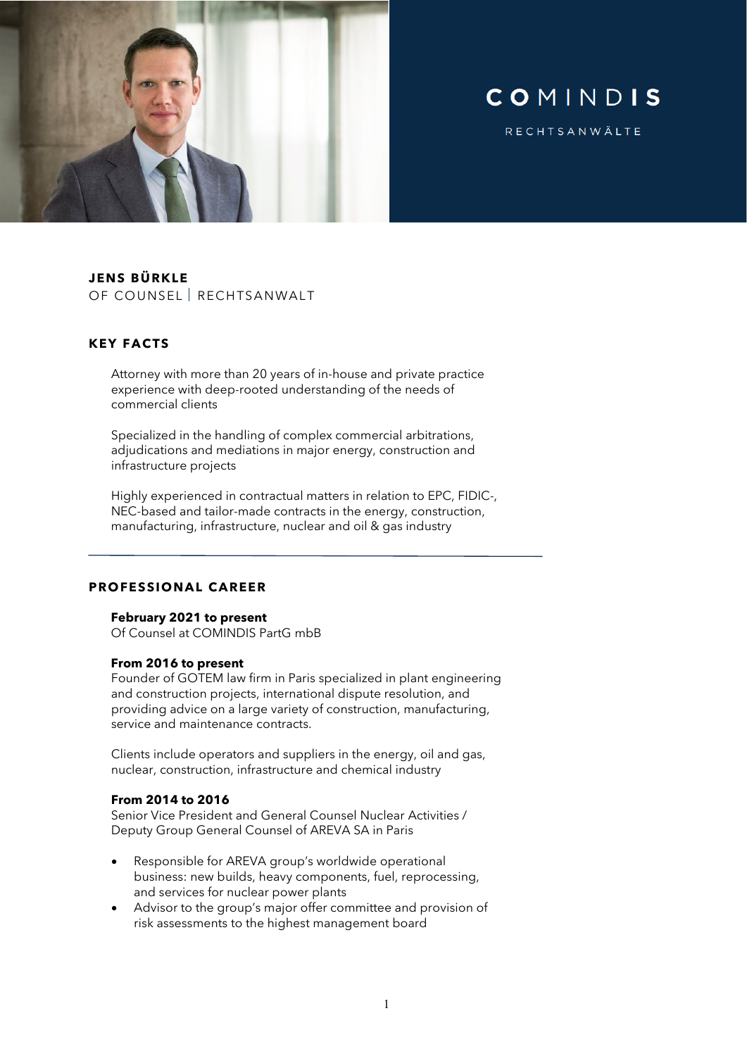# COMINDIS

RECHTSANWÄLTE

## JENS BÜRKLE

OF COUNSEL | RECHTSANWALT

## KEY FACTS

Attorney with more than 20 years of in-house and private practice experience with deep-rooted understanding of the needs of commercial clients

Specialized in the handling of complex commercial arbitrations, adjudications and mediations in major energy, construction and infrastructure projects

Highly experienced in contractual matters in relation to EPC, FIDIC-, NEC-based and tailor-made contracts in the energy, construction, manufacturing, infrastructure, nuclear and oil & gas industry

---

## PROFESSIONAL CAREER

**February 2021 to present**
Of Counsel at COMINDIS PartG mbB

**From 2016 to present**
Founder of GOTEM law firm in Paris specialized in plant engineering and construction projects, international dispute resolution, and providing advice on a large variety of construction, manufacturing, service and maintenance contracts.

Clients include operators and suppliers in the energy, oil and gas, nuclear, construction, infrastructure and chemical industry

**From 2014 to 2016**
Senior Vice President and General Counsel Nuclear Activities / Deputy Group General Counsel of AREVA SA in Paris

- Responsible for AREVA group's worldwide operational business: new builds, heavy components, fuel, reprocessing, and services for nuclear power plants
- Advisor to the group's major offer committee and provision of risk assessments to the highest management board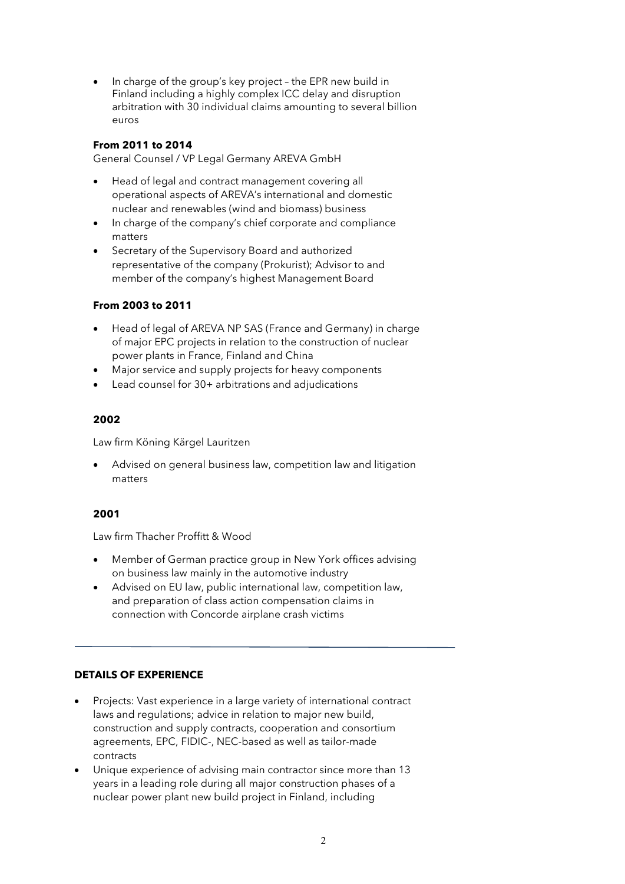- In charge of the group's key project – the EPR new build in Finland including a highly complex ICC delay and disruption arbitration with 30 individual claims amounting to several billion euros

**From 2011 to 2014**

General Counsel / VP Legal Germany AREVA GmbH

- Head of legal and contract management covering all operational aspects of AREVA's international and domestic nuclear and renewables (wind and biomass) business
- In charge of the company's chief corporate and compliance matters
- Secretary of the Supervisory Board and authorized representative of the company (Prokurist); Advisor to and member of the company's highest Management Board

**From 2003 to 2011**

- Head of legal of AREVA NP SAS (France and Germany) in charge of major EPC projects in relation to the construction of nuclear power plants in France, Finland and China
- Major service and supply projects for heavy components
- Lead counsel for 30+ arbitrations and adjudications

**2002**

Law firm Köning Kärgel Lauritzen

- Advised on general business law, competition law and litigation matters

**2001**

Law firm Thacher Proffitt & Wood

- Member of German practice group in New York offices advising on business law mainly in the automotive industry
- Advised on EU law, public international law, competition law, and preparation of class action compensation claims in connection with Concorde airplane crash victims

---

**DETAILS OF EXPERIENCE**

- Projects: Vast experience in a large variety of international contract laws and regulations; advice in relation to major new build, construction and supply contracts, cooperation and consortium agreements, EPC, FIDIC-, NEC-based as well as tailor-made contracts
- Unique experience of advising main contractor since more than 13 years in a leading role during all major construction phases of a nuclear power plant new build project in Finland, including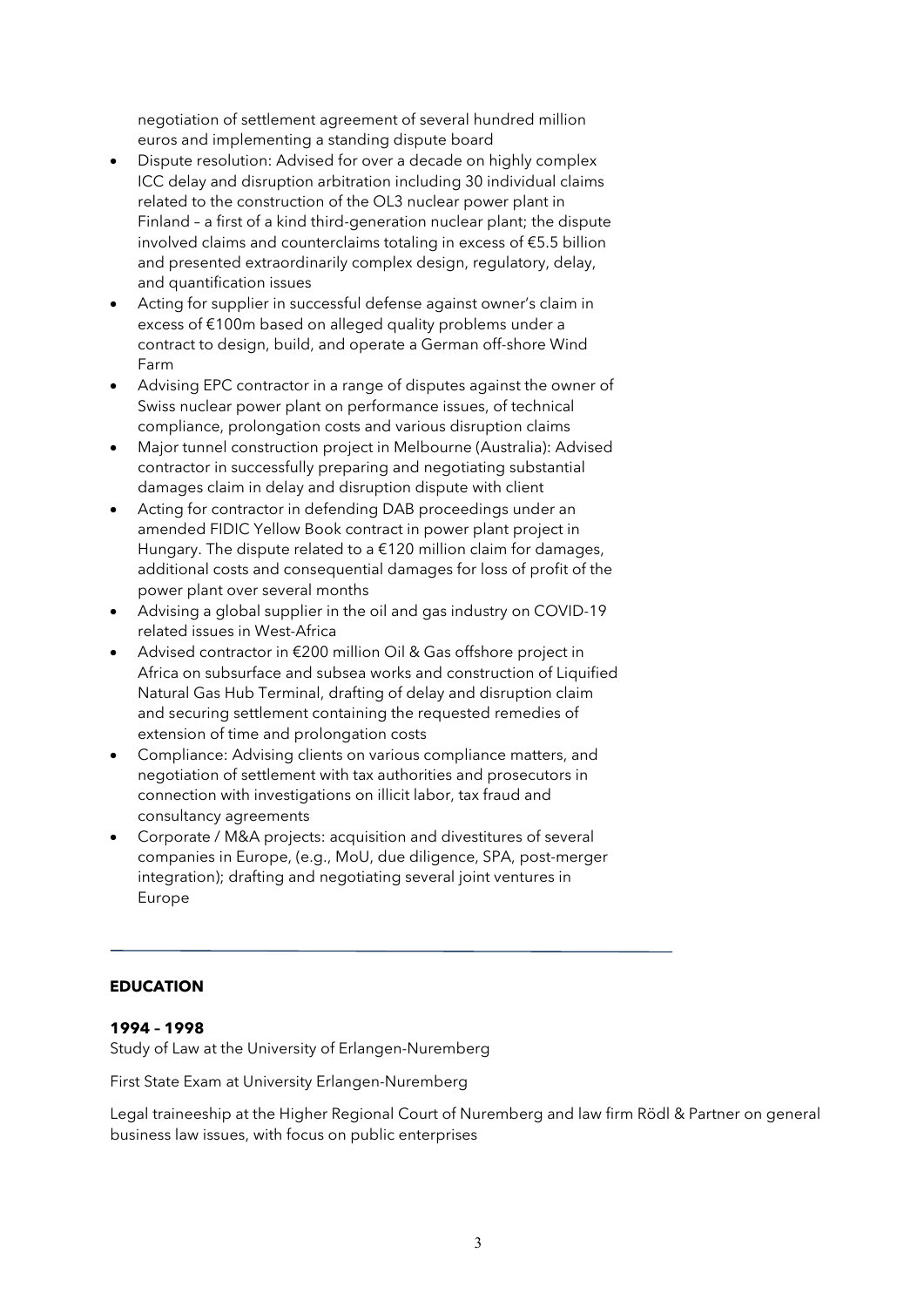negotiation of settlement agreement of several hundred million euros and implementing a standing dispute board

- Dispute resolution: Advised for over a decade on highly complex ICC delay and disruption arbitration including 30 individual claims related to the construction of the OL3 nuclear power plant in Finland – a first of a kind third-generation nuclear plant; the dispute involved claims and counterclaims totaling in excess of €5.5 billion and presented extraordinarily complex design, regulatory, delay, and quantification issues
- Acting for supplier in successful defense against owner's claim in excess of €100m based on alleged quality problems under a contract to design, build, and operate a German off-shore Wind Farm
- Advising EPC contractor in a range of disputes against the owner of Swiss nuclear power plant on performance issues, of technical compliance, prolongation costs and various disruption claims
- Major tunnel construction project in Melbourne (Australia): Advised contractor in successfully preparing and negotiating substantial damages claim in delay and disruption dispute with client
- Acting for contractor in defending DAB proceedings under an amended FIDIC Yellow Book contract in power plant project in Hungary. The dispute related to a €120 million claim for damages, additional costs and consequential damages for loss of profit of the power plant over several months
- Advising a global supplier in the oil and gas industry on COVID-19 related issues in West-Africa
- Advised contractor in €200 million Oil & Gas offshore project in Africa on subsurface and subsea works and construction of Liquified Natural Gas Hub Terminal, drafting of delay and disruption claim and securing settlement containing the requested remedies of extension of time and prolongation costs
- Compliance: Advising clients on various compliance matters, and negotiation of settlement with tax authorities and prosecutors in connection with investigations on illicit labor, tax fraud and consultancy agreements
- Corporate / M&A projects: acquisition and divestitures of several companies in Europe, (e.g., MoU, due diligence, SPA, post-merger integration); drafting and negotiating several joint ventures in Europe

---

## EDUCATION

**1994 – 1998**

Study of Law at the University of Erlangen-Nuremberg

First State Exam at University Erlangen-Nuremberg

Legal traineeship at the Higher Regional Court of Nuremberg and law firm Rödl & Partner on general business law issues, with focus on public enterprises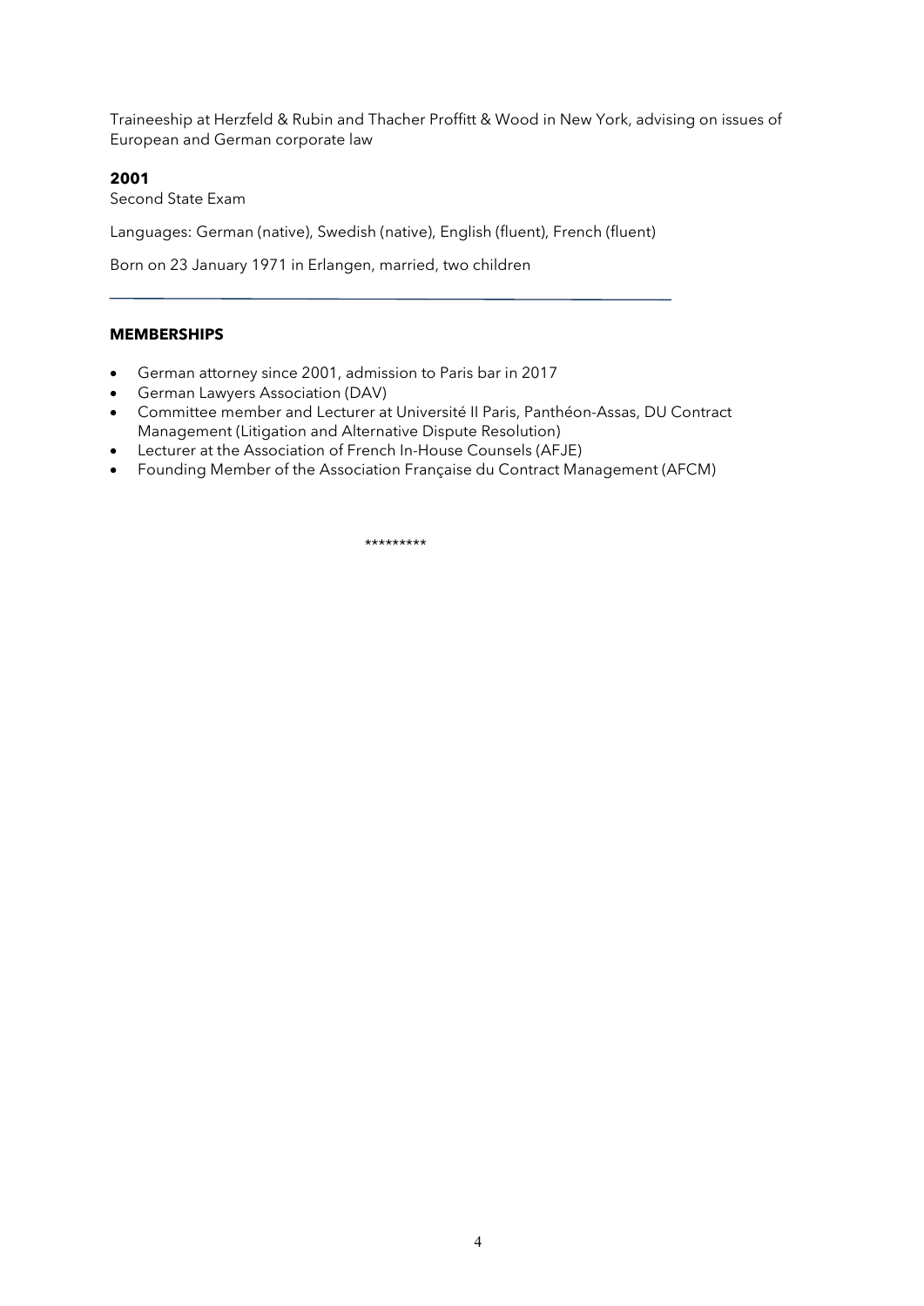Traineeship at Herzfeld & Rubin and Thacher Proffitt & Wood in New York, advising on issues of European and German corporate law

**2001**

Second State Exam

Languages: German (native), Swedish (native), English (fluent), French (fluent)

Born on 23 January 1971 in Erlangen, married, two children

---

**MEMBERSHIPS**

- German attorney since 2001, admission to Paris bar in 2017
- German Lawyers Association (DAV)
- Committee member and Lecturer at Université II Paris, Panthéon-Assas, DU Contract Management (Litigation and Alternative Dispute Resolution)
- Lecturer at the Association of French In-House Counsels (AFJE)
- Founding Member of the Association Française du Contract Management (AFCM)

*********